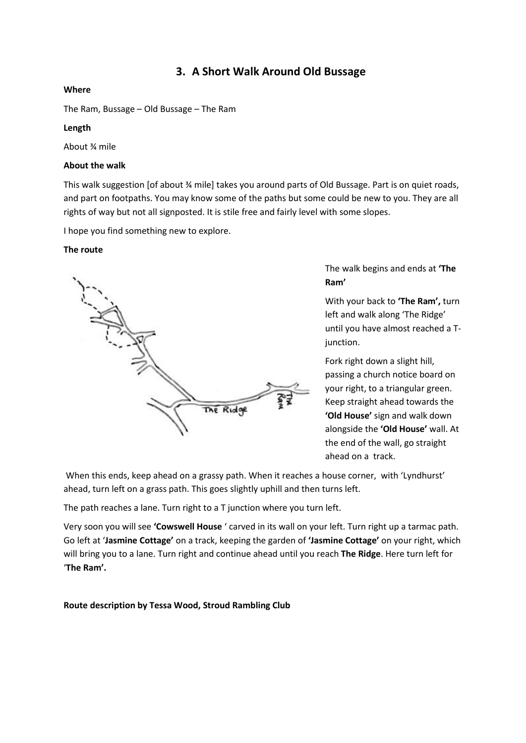# 3. A Short Walk Around Old Bussage

**Where**

The Ram, Bussage – Old Bussage – The Ram

**Length**

About ¾ mile

**About the walk**

This walk suggestion [of about ¾ mile] takes you around parts of Old Bussage. Part is on quiet roads, and part on footpaths. You may know some of the paths but some could be new to you. They are all rights of way but not all signposted. It is stile free and fairly level with some slopes.

I hope you find something new to explore.

**The route**

The walk begins and ends at **'The Ram'**

With your back to **'The Ram',** turn left and walk along 'The Ridge' until you have almost reached a T-junction.

Fork right down a slight hill, passing a church notice board on your right, to a triangular green. Keep straight ahead towards the **'Old House'** sign and walk down alongside the **'Old House'** wall. At the end of the wall, go straight ahead on a track.

When this ends, keep ahead on a grassy path. When it reaches a house corner, with 'Lyndhurst' ahead, turn left on a grass path. This goes slightly uphill and then turns left.

The path reaches a lane. Turn right to a T junction where you turn left.

Very soon you will see **'Cowswell House** ' carved in its wall on your left. Turn right up a tarmac path. Go left at '**Jasmine Cottage'** on a track, keeping the garden of **'Jasmine Cottage'** on your right, which will bring you to a lane. Turn right and continue ahead until you reach **The Ridge**. Here turn left for '**The Ram'.**

**Route description by Tessa Wood, Stroud Rambling Club**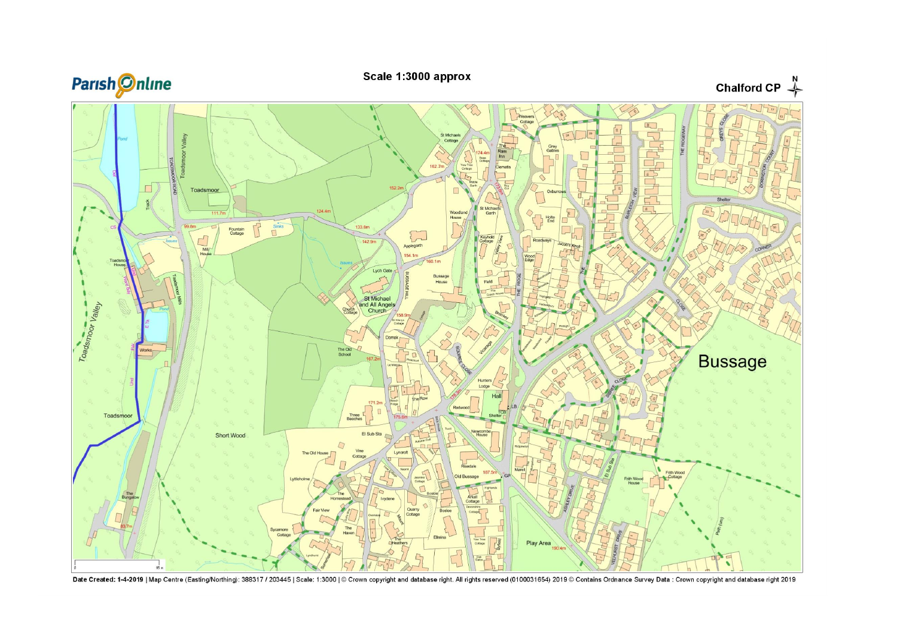Parish Online

Scale 1:3000 approx

Chalford CP

N

Bussage

Date Created: 1-4-2019 | Map Centre (Easting/Northing): 388317 / 203445 | Scale: 1:3000 | © Crown copyright and database right. All rights reserved (0100031654) 2019 © Contains Ordnance Survey Data : Crown copyright and database right 2019